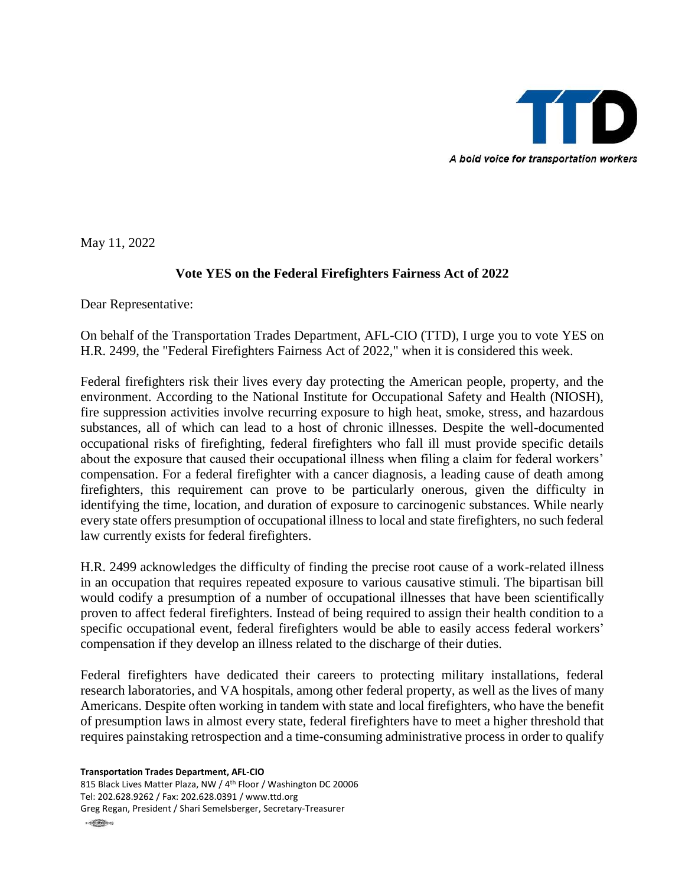TTD

*A bold voice for transportation workers*

May 11, 2022

**Vote YES on the Federal Firefighters Fairness Act of 2022**

Dear Representative:

On behalf of the Transportation Trades Department, AFL-CIO (TTD), I urge you to vote YES on H.R. 2499, the "Federal Firefighters Fairness Act of 2022," when it is considered this week.

Federal firefighters risk their lives every day protecting the American people, property, and the environment. According to the National Institute for Occupational Safety and Health (NIOSH), fire suppression activities involve recurring exposure to high heat, smoke, stress, and hazardous substances, all of which can lead to a host of chronic illnesses. Despite the well-documented occupational risks of firefighting, federal firefighters who fall ill must provide specific details about the exposure that caused their occupational illness when filing a claim for federal workers' compensation. For a federal firefighter with a cancer diagnosis, a leading cause of death among firefighters, this requirement can prove to be particularly onerous, given the difficulty in identifying the time, location, and duration of exposure to carcinogenic substances. While nearly every state offers presumption of occupational illness to local and state firefighters, no such federal law currently exists for federal firefighters.

H.R. 2499 acknowledges the difficulty of finding the precise root cause of a work-related illness in an occupation that requires repeated exposure to various causative stimuli. The bipartisan bill would codify a presumption of a number of occupational illnesses that have been scientifically proven to affect federal firefighters. Instead of being required to assign their health condition to a specific occupational event, federal firefighters would be able to easily access federal workers' compensation if they develop an illness related to the discharge of their duties.

Federal firefighters have dedicated their careers to protecting military installations, federal research laboratories, and VA hospitals, among other federal property, as well as the lives of many Americans. Despite often working in tandem with state and local firefighters, who have the benefit of presumption laws in almost every state, federal firefighters have to meet a higher threshold that requires painstaking retrospection and a time-consuming administrative process in order to qualify

**Transportation Trades Department, AFL-CIO**
815 Black Lives Matter Plaza, NW / 4th Floor / Washington DC 20006
Tel: 202.628.9262 / Fax: 202.628.0391 / www.ttd.org
Greg Regan, President / Shari Semelsberger, Secretary-Treasurer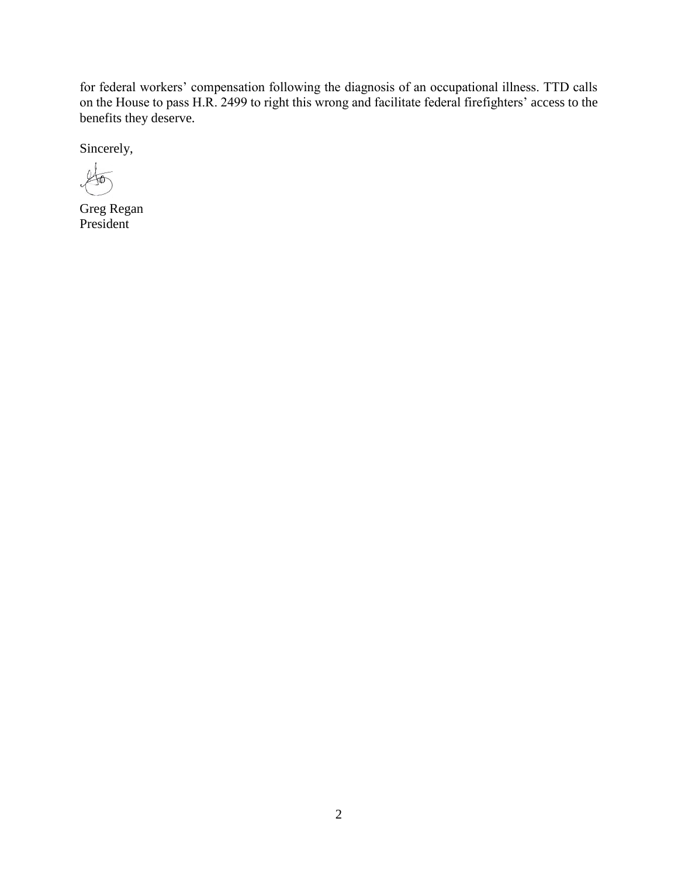for federal workers' compensation following the diagnosis of an occupational illness. TTD calls on the House to pass H.R. 2499 to right this wrong and facilitate federal firefighters' access to the benefits they deserve.

Sincerely,

Greg Regan
President